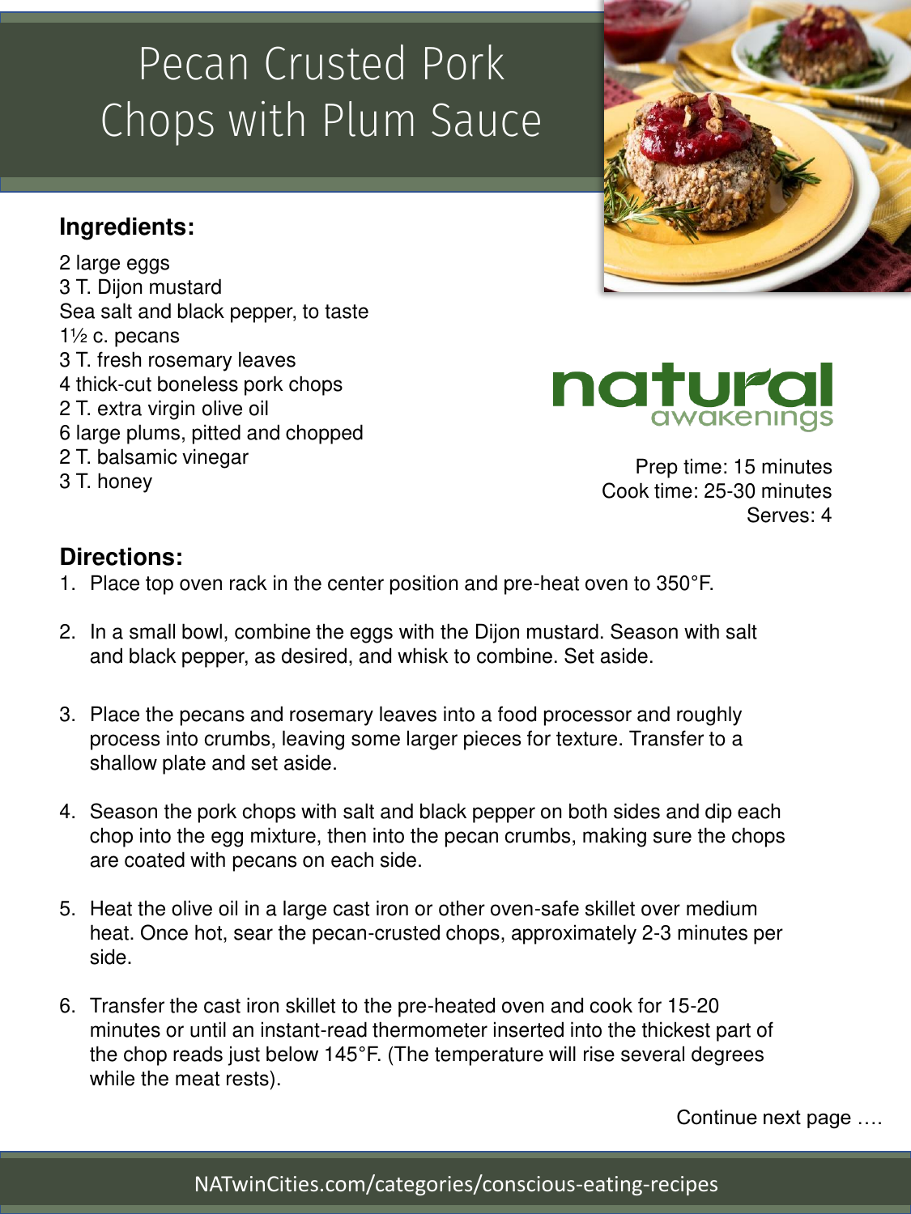# Pecan Crusted Pork Chops with Plum Sauce

## Ingredients:

2 large eggs
3 T. Dijon mustard
Sea salt and black pepper, to taste
1½ c. pecans
3 T. fresh rosemary leaves
4 thick-cut boneless pork chops
2 T. extra virgin olive oil
6 large plums, pitted and chopped
2 T. balsamic vinegar
3 T. honey

natural awakenings

Prep time: 15 minutes
Cook time: 25-30 minutes
Serves: 4

## Directions:

1. Place top oven rack in the center position and pre-heat oven to 350°F.
2. In a small bowl, combine the eggs with the Dijon mustard. Season with salt and black pepper, as desired, and whisk to combine. Set aside.
3. Place the pecans and rosemary leaves into a food processor and roughly process into crumbs, leaving some larger pieces for texture. Transfer to a shallow plate and set aside.
4. Season the pork chops with salt and black pepper on both sides and dip each chop into the egg mixture, then into the pecan crumbs, making sure the chops are coated with pecans on each side.
5. Heat the olive oil in a large cast iron or other oven-safe skillet over medium heat. Once hot, sear the pecan-crusted chops, approximately 2-3 minutes per side.
6. Transfer the cast iron skillet to the pre-heated oven and cook for 15-20 minutes or until an instant-read thermometer inserted into the thickest part of the chop reads just below 145°F. (The temperature will rise several degrees while the meat rests).

Continue next page ….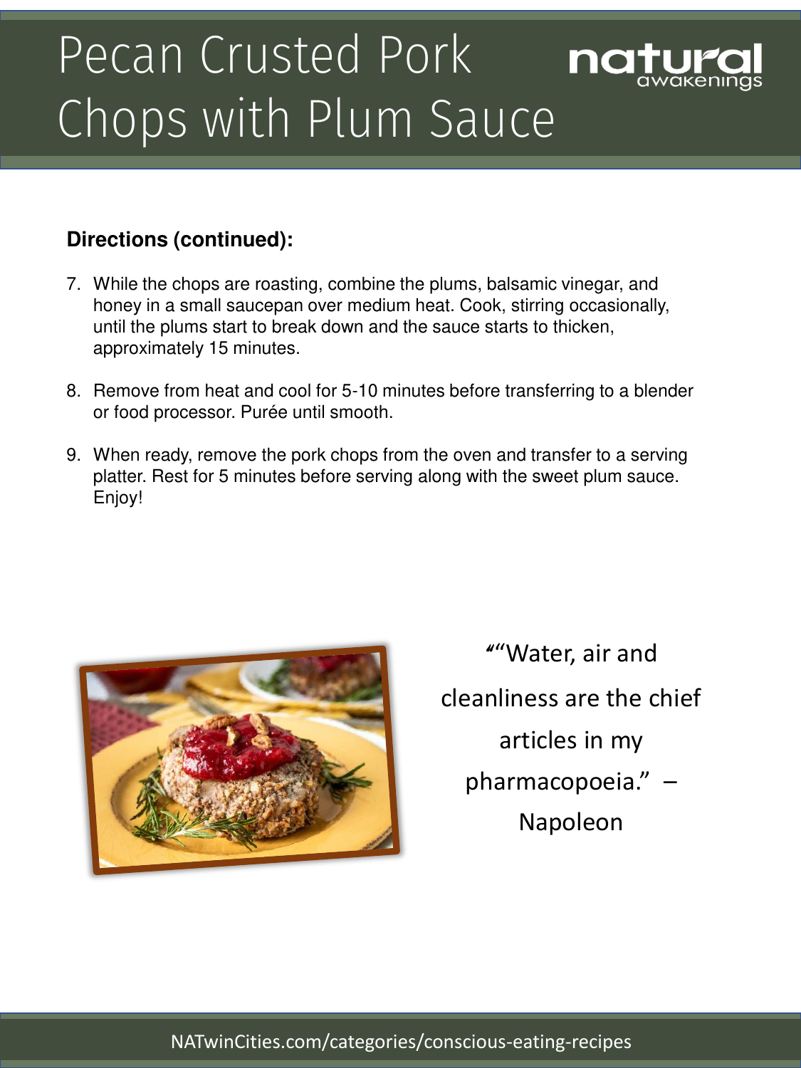# Pecan Crusted Pork Chops with Plum Sauce

**Directions (continued):**

7. While the chops are roasting, combine the plums, balsamic vinegar, and honey in a small saucepan over medium heat. Cook, stirring occasionally, until the plums start to break down and the sauce starts to thicken, approximately 15 minutes.

8. Remove from heat and cool for 5-10 minutes before transferring to a blender or food processor. Purée until smooth.

9. When ready, remove the pork chops from the oven and transfer to a serving platter. Rest for 5 minutes before serving along with the sweet plum sauce. Enjoy!

""Water, air and cleanliness are the chief articles in my pharmacopoeia." – Napoleon

NATwinCities.com/categories/conscious-eating-recipes